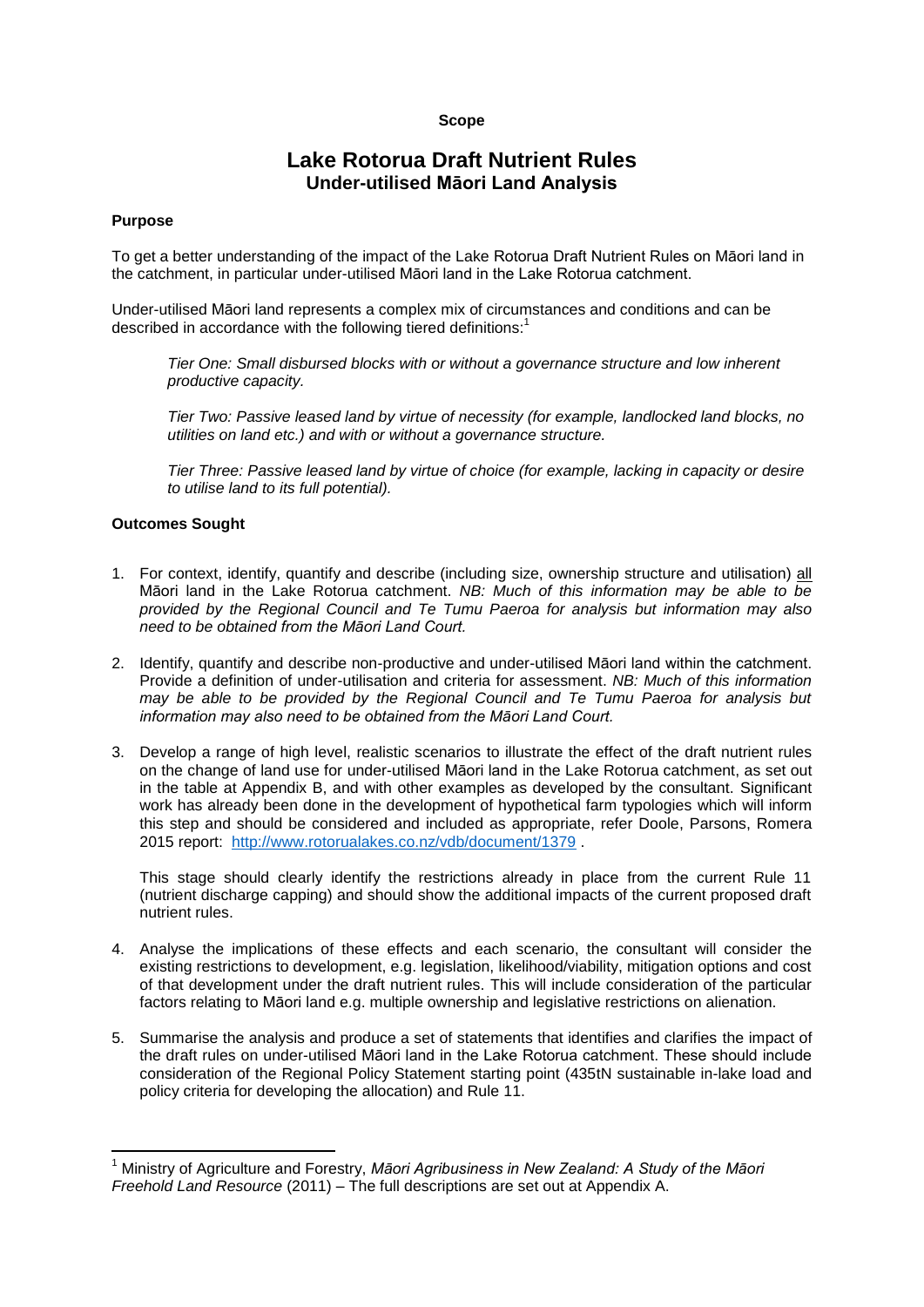**Scope**

# Lake Rotorua Draft Nutrient Rules
## Under-utilised Māori Land Analysis

### Purpose

To get a better understanding of the impact of the Lake Rotorua Draft Nutrient Rules on Māori land in the catchment, in particular under-utilised Māori land in the Lake Rotorua catchment.

Under-utilised Māori land represents a complex mix of circumstances and conditions and can be described in accordance with the following tiered definitions:[1]

> *Tier One: Small disbursed blocks with or without a governance structure and low inherent productive capacity.*
>
> *Tier Two: Passive leased land by virtue of necessity (for example, landlocked land blocks, no utilities on land etc.) and with or without a governance structure.*
>
> *Tier Three: Passive leased land by virtue of choice (for example, lacking in capacity or desire to utilise land to its full potential).*

### Outcomes Sought

1. For context, identify, quantify and describe (including size, ownership structure and utilisation) all Māori land in the Lake Rotorua catchment. *NB: Much of this information may be able to be provided by the Regional Council and Te Tumu Paeroa for analysis but information may also need to be obtained from the Māori Land Court.*

2. Identify, quantify and describe non-productive and under-utilised Māori land within the catchment. Provide a definition of under-utilisation and criteria for assessment. *NB: Much of this information may be able to be provided by the Regional Council and Te Tumu Paeroa for analysis but information may also need to be obtained from the Māori Land Court.*

3. Develop a range of high level, realistic scenarios to illustrate the effect of the draft nutrient rules on the change of land use for under-utilised Māori land in the Lake Rotorua catchment, as set out in the table at Appendix B, and with other examples as developed by the consultant. Significant work has already been done in the development of hypothetical farm typologies which will inform this step and should be considered and included as appropriate, refer Doole, Parsons, Romera 2015 report: http://www.rotorualakes.co.nz/vdb/document/1379 .

   This stage should clearly identify the restrictions already in place from the current Rule 11 (nutrient discharge capping) and should show the additional impacts of the current proposed draft nutrient rules.

4. Analyse the implications of these effects and each scenario, the consultant will consider the existing restrictions to development, e.g. legislation, likelihood/viability, mitigation options and cost of that development under the draft nutrient rules. This will include consideration of the particular factors relating to Māori land e.g. multiple ownership and legislative restrictions on alienation.

5. Summarise the analysis and produce a set of statements that identifies and clarifies the impact of the draft rules on under-utilised Māori land in the Lake Rotorua catchment. These should include consideration of the Regional Policy Statement starting point (435tN sustainable in-lake load and policy criteria for developing the allocation) and Rule 11.

---

[1] Ministry of Agriculture and Forestry, *Māori Agribusiness in New Zealand: A Study of the Māori Freehold Land Resource* (2011) – The full descriptions are set out at Appendix A.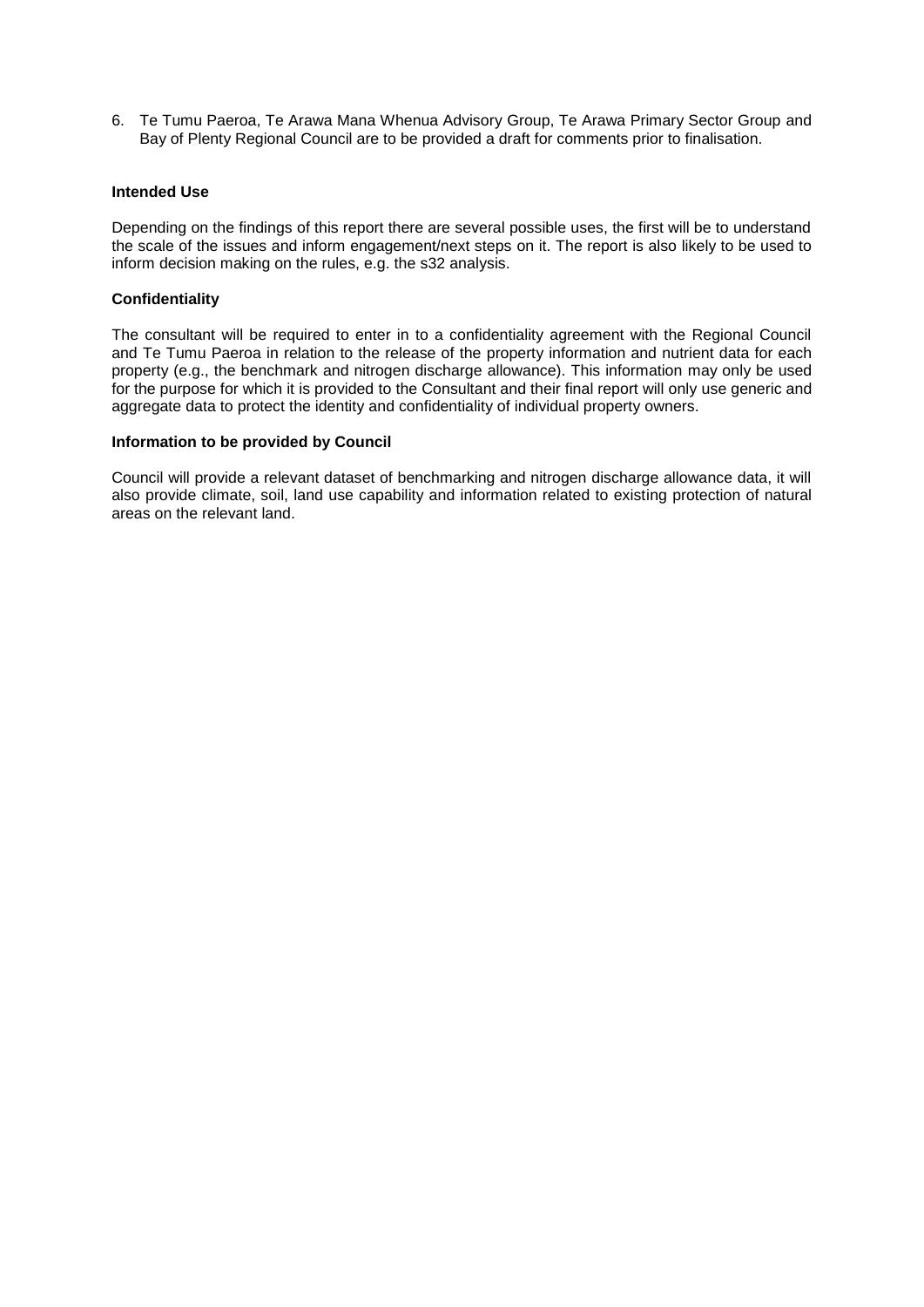6. Te Tumu Paeroa, Te Arawa Mana Whenua Advisory Group, Te Arawa Primary Sector Group and Bay of Plenty Regional Council are to be provided a draft for comments prior to finalisation.

**Intended Use**

Depending on the findings of this report there are several possible uses, the first will be to understand the scale of the issues and inform engagement/next steps on it. The report is also likely to be used to inform decision making on the rules, e.g. the s32 analysis.

**Confidentiality**

The consultant will be required to enter in to a confidentiality agreement with the Regional Council and Te Tumu Paeroa in relation to the release of the property information and nutrient data for each property (e.g., the benchmark and nitrogen discharge allowance). This information may only be used for the purpose for which it is provided to the Consultant and their final report will only use generic and aggregate data to protect the identity and confidentiality of individual property owners.

**Information to be provided by Council**

Council will provide a relevant dataset of benchmarking and nitrogen discharge allowance data, it will also provide climate, soil, land use capability and information related to existing protection of natural areas on the relevant land.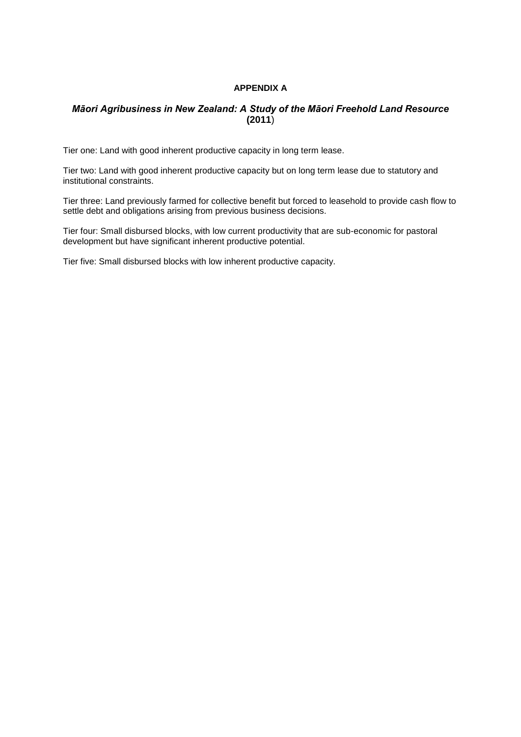**APPENDIX A**

***Māori Agribusiness in New Zealand: A Study of the Māori Freehold Land Resource* (2011)**

Tier one: Land with good inherent productive capacity in long term lease.

Tier two: Land with good inherent productive capacity but on long term lease due to statutory and institutional constraints.

Tier three: Land previously farmed for collective benefit but forced to leasehold to provide cash flow to settle debt and obligations arising from previous business decisions.

Tier four: Small disbursed blocks, with low current productivity that are sub-economic for pastoral development but have significant inherent productive potential.

Tier five: Small disbursed blocks with low inherent productive capacity.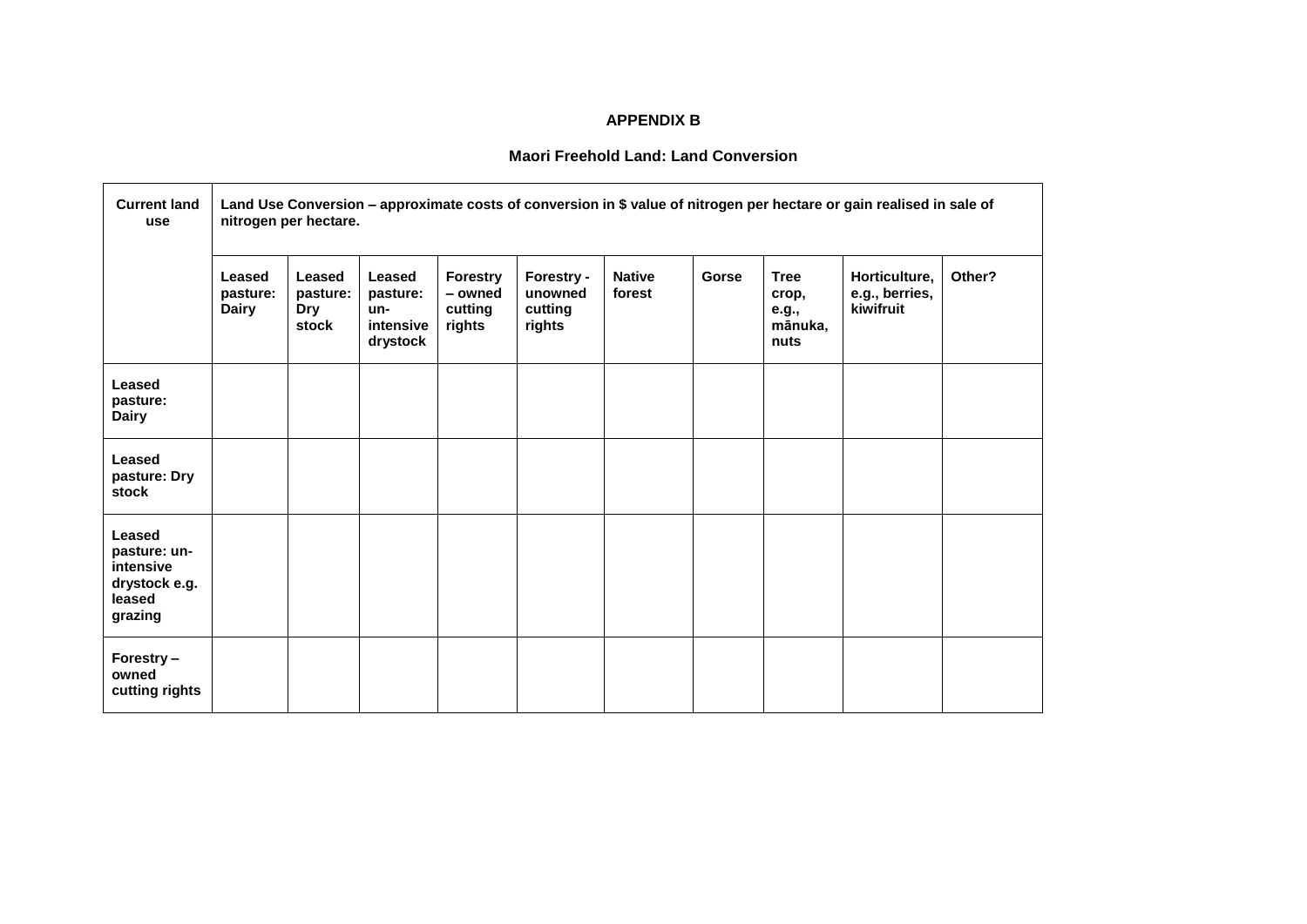**APPENDIX B**

**Maori Freehold Land: Land Conversion**

| **Current land use** | **Land Use Conversion – approximate costs of conversion in $ value of nitrogen per hectare or gain realised in sale of nitrogen per hectare.** | | | | | | | | | |
|---|---|---|---|---|---|---|---|---|---|---|
| | **Leased pasture: Dairy** | **Leased pasture: Dry stock** | **Leased pasture: un-intensive drystock** | **Forestry – owned cutting rights** | **Forestry - unowned cutting rights** | **Native forest** | **Gorse** | **Tree crop, e.g., mānuka, nuts** | **Horticulture, e.g., berries, kiwifruit** | **Other?** |
| **Leased pasture: Dairy** | | | | | | | | | | |
| **Leased pasture: Dry stock** | | | | | | | | | | |
| **Leased pasture: un-intensive drystock e.g. leased grazing** | | | | | | | | | | |
| **Forestry – owned cutting rights** | | | | | | | | | | |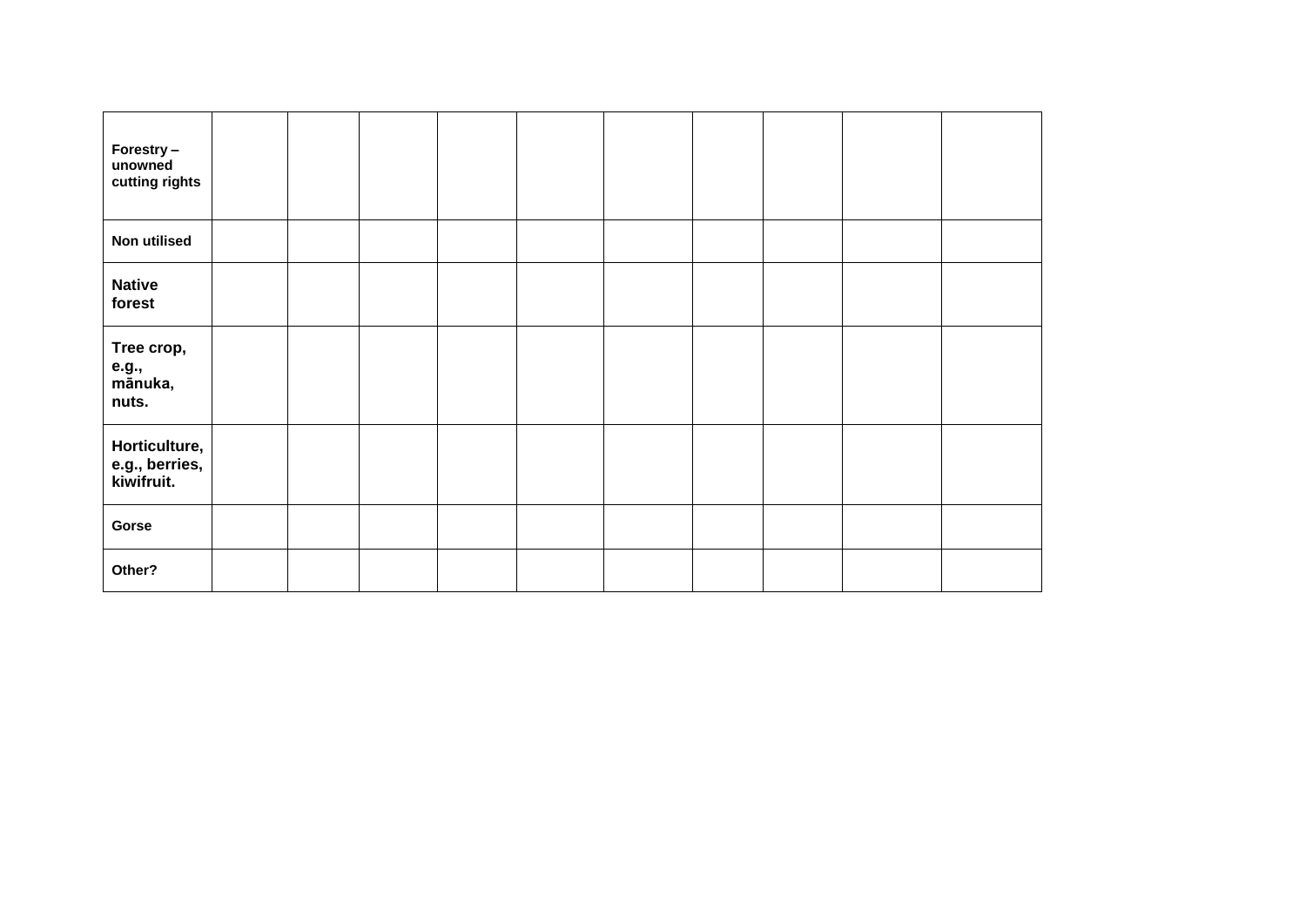| | | | | | | | | | | |
|---|---|---|---|---|---|---|---|---|---|---|
| **Forestry – unowned cutting rights** | | | | | | | | | | |
| **Non utilised** | | | | | | | | | | |
| **Native forest** | | | | | | | | | | |
| **Tree crop, e.g., mānuka, nuts.** | | | | | | | | | | |
| **Horticulture, e.g., berries, kiwifruit.** | | | | | | | | | | |
| **Gorse** | | | | | | | | | | |
| **Other?** | | | | | | | | | | |